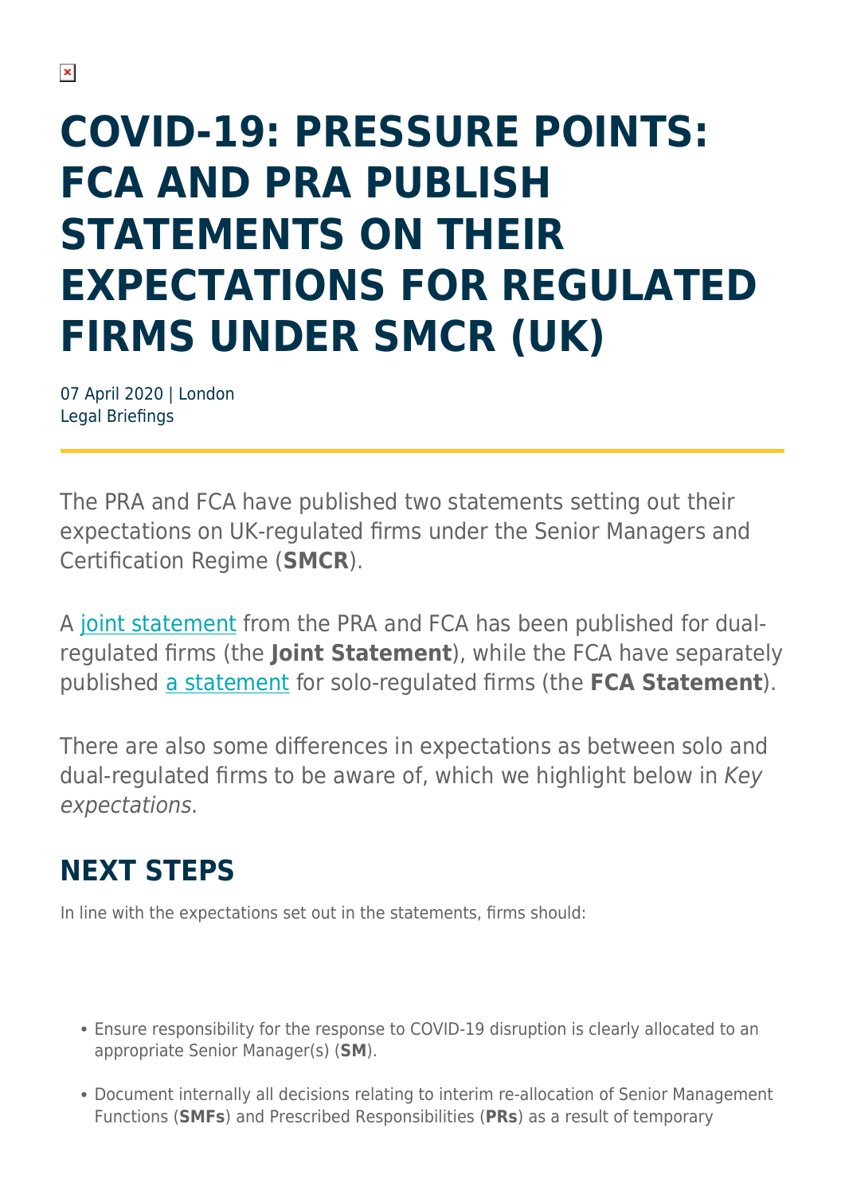# COVID-19: PRESSURE POINTS: FCA AND PRA PUBLISH STATEMENTS ON THEIR EXPECTATIONS FOR REGULATED FIRMS UNDER SMCR (UK)

07 April 2020 | London
Legal Briefings

The PRA and FCA have published two statements setting out their expectations on UK-regulated firms under the Senior Managers and Certification Regime (**SMCR**).

A joint statement from the PRA and FCA has been published for dual-regulated firms (the **Joint Statement**), while the FCA have separately published a statement for solo-regulated firms (the **FCA Statement**).

There are also some differences in expectations as between solo and dual-regulated firms to be aware of, which we highlight below in *Key expectations*.

## NEXT STEPS

In line with the expectations set out in the statements, firms should:

- Ensure responsibility for the response to COVID-19 disruption is clearly allocated to an appropriate Senior Manager(s) (**SM**).
- Document internally all decisions relating to interim re-allocation of Senior Management Functions (**SMFs**) and Prescribed Responsibilities (**PRs**) as a result of temporary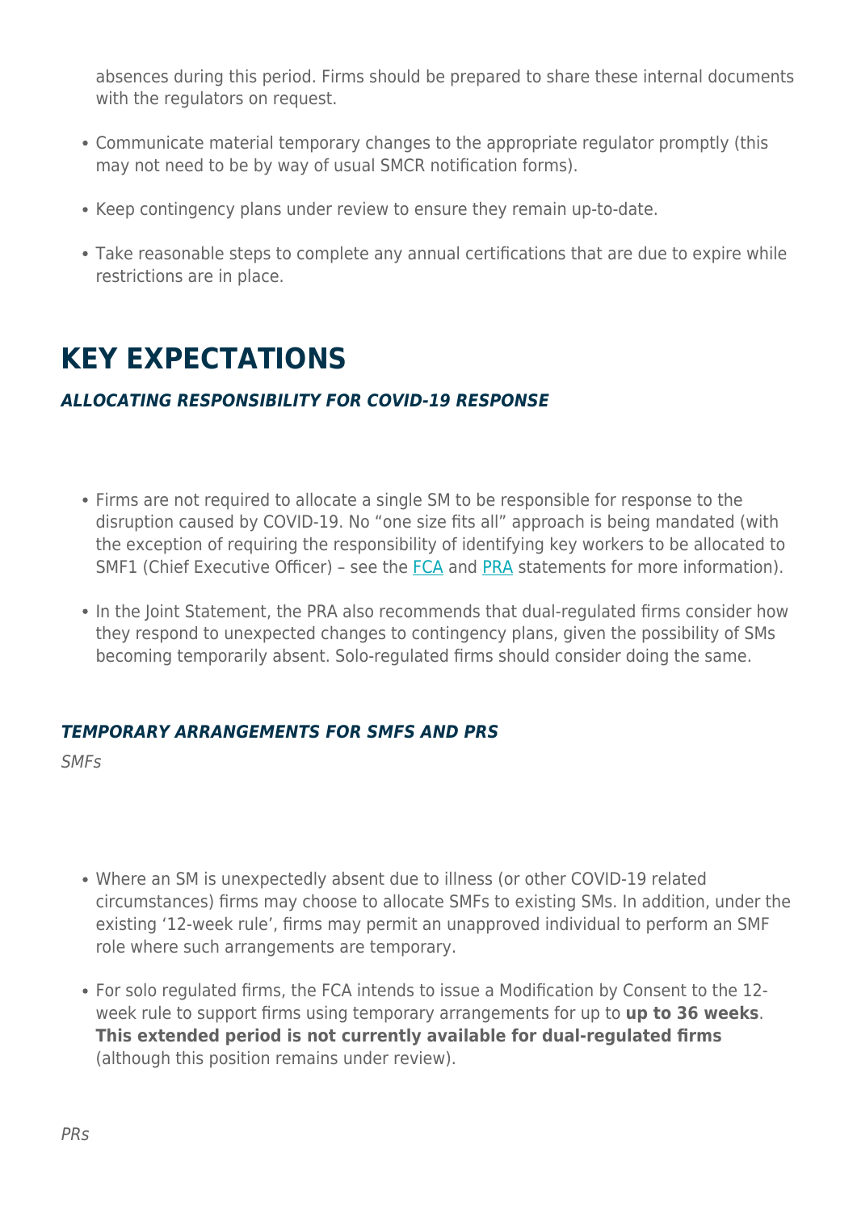absences during this period. Firms should be prepared to share these internal documents with the regulators on request.

- Communicate material temporary changes to the appropriate regulator promptly (this may not need to be by way of usual SMCR notification forms).
- Keep contingency plans under review to ensure they remain up-to-date.
- Take reasonable steps to complete any annual certifications that are due to expire while restrictions are in place.

# KEY EXPECTATIONS

### *ALLOCATING RESPONSIBILITY FOR COVID-19 RESPONSE*

- Firms are not required to allocate a single SM to be responsible for response to the disruption caused by COVID-19. No "one size fits all" approach is being mandated (with the exception of requiring the responsibility of identifying key workers to be allocated to SMF1 (Chief Executive Officer) – see the FCA and PRA statements for more information).
- In the Joint Statement, the PRA also recommends that dual-regulated firms consider how they respond to unexpected changes to contingency plans, given the possibility of SMs becoming temporarily absent. Solo-regulated firms should consider doing the same.

### *TEMPORARY ARRANGEMENTS FOR SMFS AND PRS*

*SMFs*

- Where an SM is unexpectedly absent due to illness (or other COVID-19 related circumstances) firms may choose to allocate SMFs to existing SMs. In addition, under the existing '12-week rule', firms may permit an unapproved individual to perform an SMF role where such arrangements are temporary.
- For solo regulated firms, the FCA intends to issue a Modification by Consent to the 12-week rule to support firms using temporary arrangements for up to **up to 36 weeks**. **This extended period is not currently available for dual-regulated firms** (although this position remains under review).

*PRs*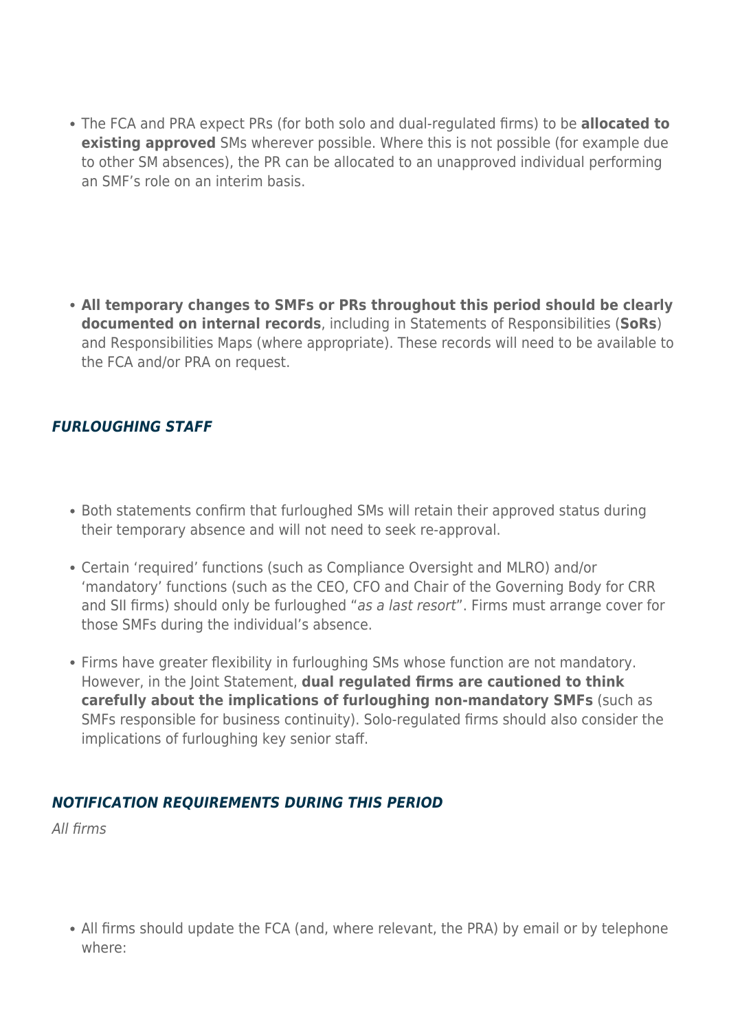- The FCA and PRA expect PRs (for both solo and dual-regulated firms) to be **allocated to existing approved** SMs wherever possible. Where this is not possible (for example due to other SM absences), the PR can be allocated to an unapproved individual performing an SMF's role on an interim basis.

- **All temporary changes to SMFs or PRs throughout this period should be clearly documented on internal records**, including in Statements of Responsibilities (**SoRs**) and Responsibilities Maps (where appropriate). These records will need to be available to the FCA and/or PRA on request.

### ***FURLOUGHING STAFF***

- Both statements confirm that furloughed SMs will retain their approved status during their temporary absence and will not need to seek re-approval.
- Certain 'required' functions (such as Compliance Oversight and MLRO) and/or 'mandatory' functions (such as the CEO, CFO and Chair of the Governing Body for CRR and SII firms) should only be furloughed "*as a last resort*". Firms must arrange cover for those SMFs during the individual's absence.
- Firms have greater flexibility in furloughing SMs whose function are not mandatory. However, in the Joint Statement, **dual regulated firms are cautioned to think carefully about the implications of furloughing non-mandatory SMFs** (such as SMFs responsible for business continuity). Solo-regulated firms should also consider the implications of furloughing key senior staff.

### ***NOTIFICATION REQUIREMENTS DURING THIS PERIOD***

*All firms*

- All firms should update the FCA (and, where relevant, the PRA) by email or by telephone where: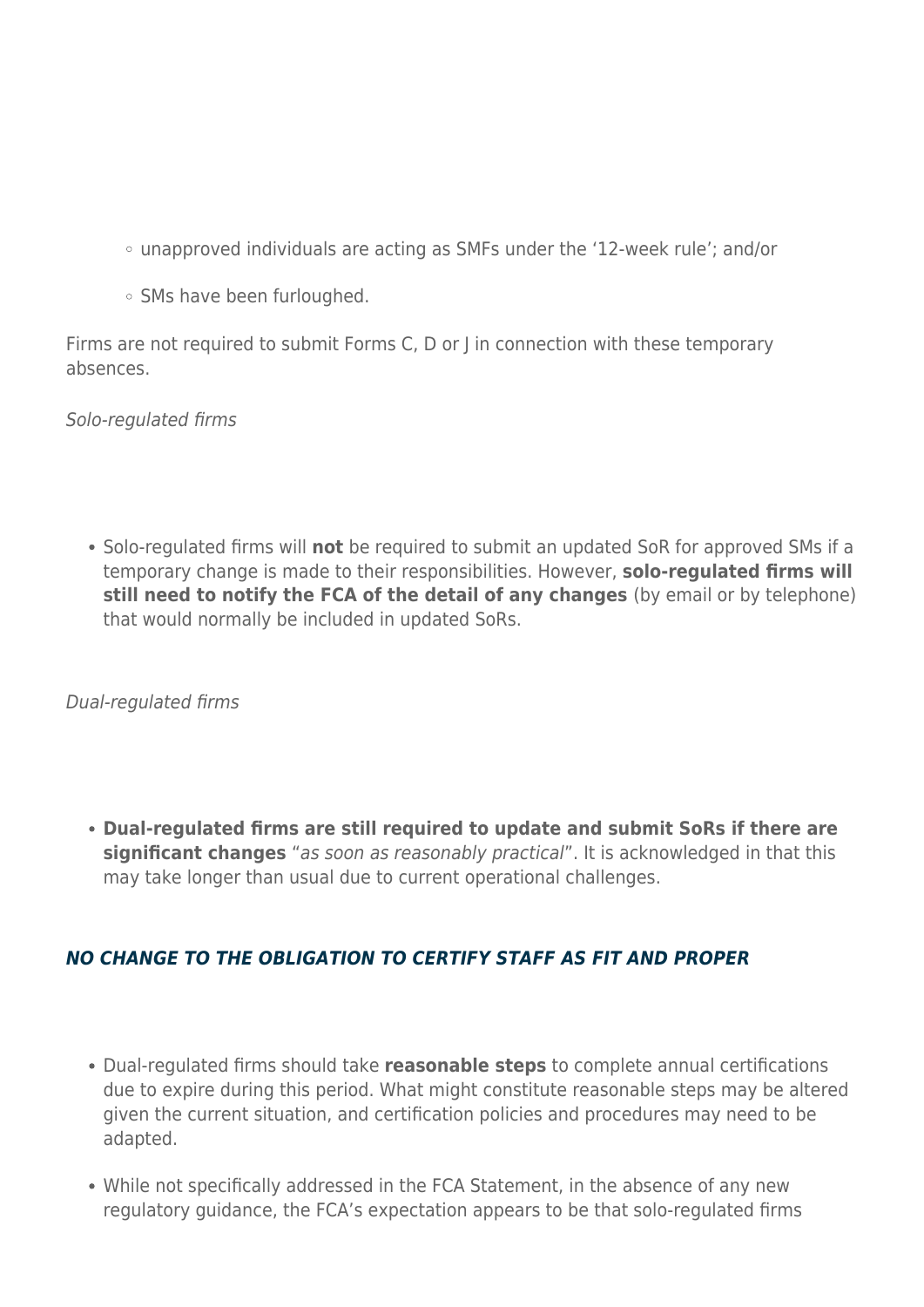- unapproved individuals are acting as SMFs under the '12-week rule'; and/or
    - SMs have been furloughed.

Firms are not required to submit Forms C, D or J in connection with these temporary absences.

*Solo-regulated firms*

- Solo-regulated firms will **not** be required to submit an updated SoR for approved SMs if a temporary change is made to their responsibilities. However, **solo-regulated firms will still need to notify the FCA of the detail of any changes** (by email or by telephone) that would normally be included in updated SoRs.

*Dual-regulated firms*

- **Dual-regulated firms are still required to update and submit SoRs if there are significant changes** "*as soon as reasonably practical*". It is acknowledged in that this may take longer than usual due to current operational challenges.

### ***NO CHANGE TO THE OBLIGATION TO CERTIFY STAFF AS FIT AND PROPER***

- Dual-regulated firms should take **reasonable steps** to complete annual certifications due to expire during this period. What might constitute reasonable steps may be altered given the current situation, and certification policies and procedures may need to be adapted.
- While not specifically addressed in the FCA Statement, in the absence of any new regulatory guidance, the FCA's expectation appears to be that solo-regulated firms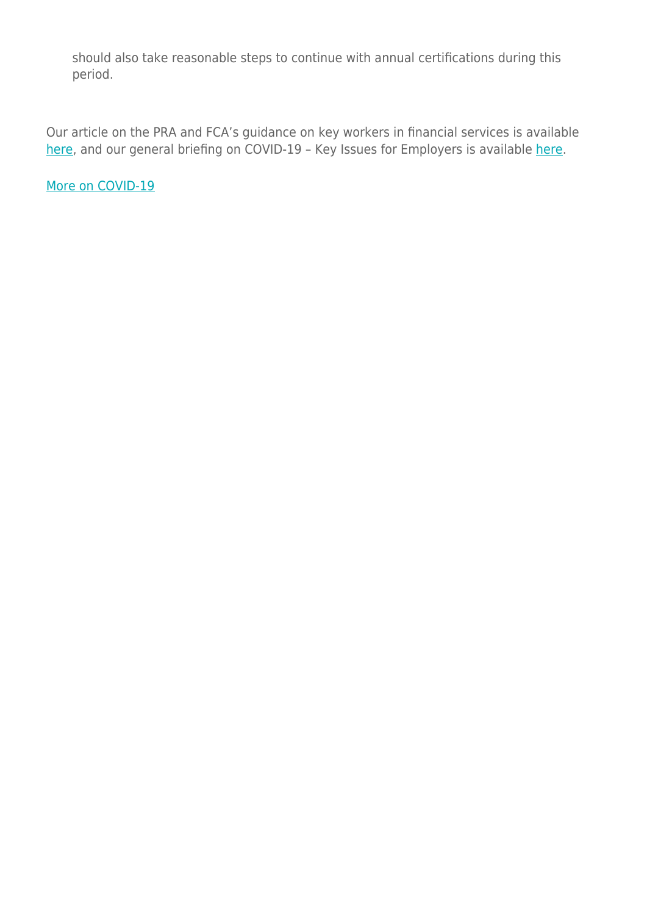should also take reasonable steps to continue with annual certifications during this period.

Our article on the PRA and FCA's guidance on key workers in financial services is available here, and our general briefing on COVID-19 – Key Issues for Employers is available here.

More on COVID-19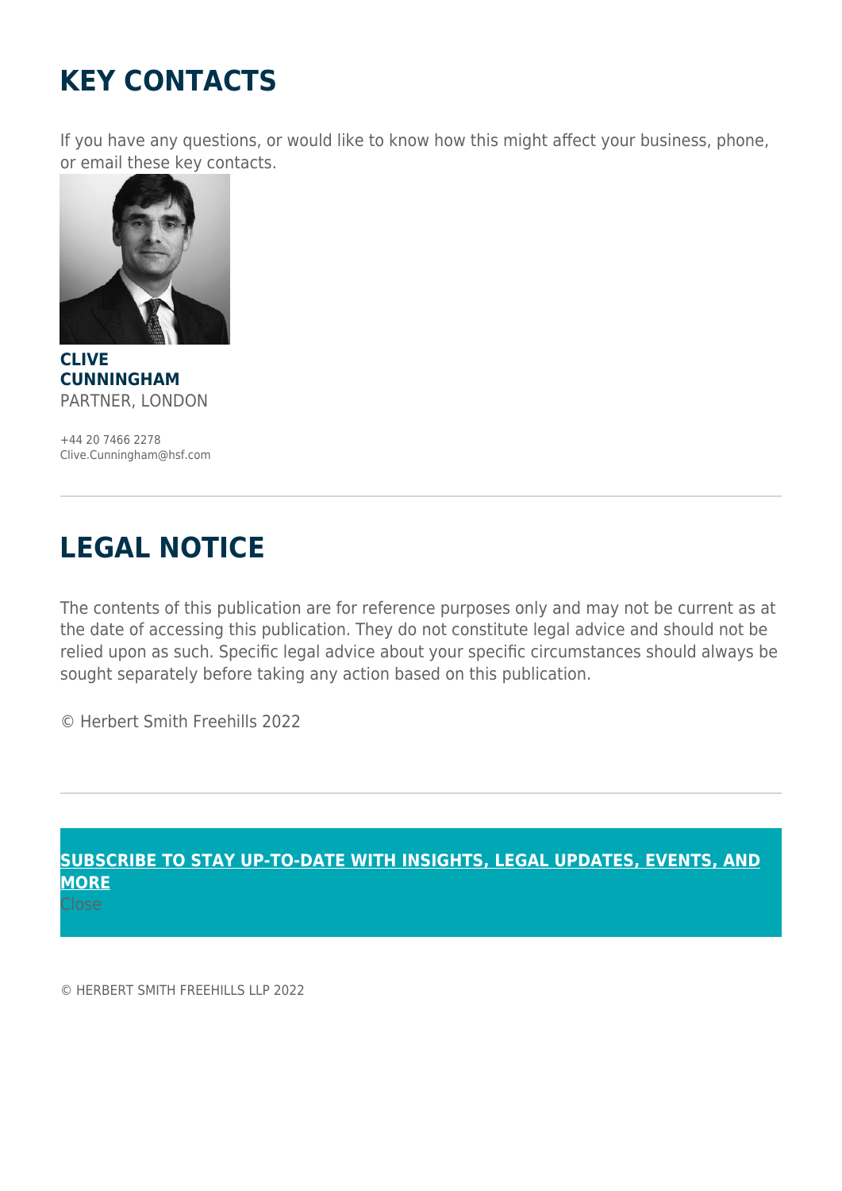## KEY CONTACTS

If you have any questions, or would like to know how this might affect your business, phone, or email these key contacts.

**CLIVE CUNNINGHAM**
PARTNER, LONDON

+44 20 7466 2278
Clive.Cunningham@hsf.com

---

## LEGAL NOTICE

The contents of this publication are for reference purposes only and may not be current as at the date of accessing this publication. They do not constitute legal advice and should not be relied upon as such. Specific legal advice about your specific circumstances should always be sought separately before taking any action based on this publication.

© Herbert Smith Freehills 2022

---

**SUBSCRIBE TO STAY UP-TO-DATE WITH INSIGHTS, LEGAL UPDATES, EVENTS, AND MORE**

Close

© HERBERT SMITH FREEHILLS LLP 2022